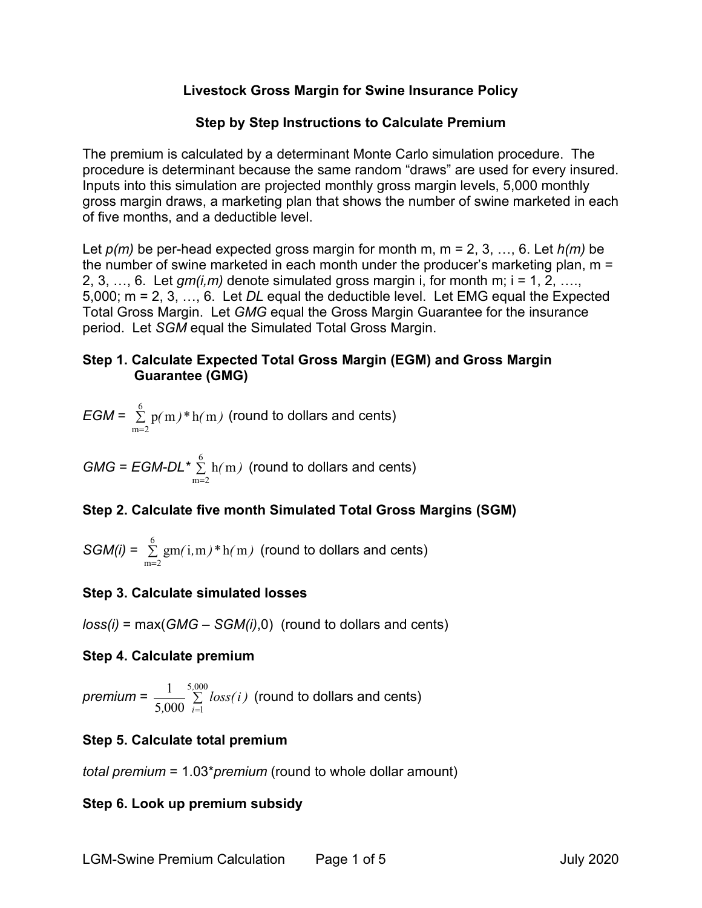# Livestock Gross Margin for Swine Insurance Policy

## Step by Step Instructions to Calculate Premium

The premium is calculated by a determinant Monte Carlo simulation procedure. The procedure is determinant because the same random "draws" are used for every insured. Inputs into this simulation are projected monthly gross margin levels, 5,000 monthly gross margin draws, a marketing plan that shows the number of swine marketed in each of five months, and a deductible level.

Let *p(m)* be per-head expected gross margin for month m, m = 2, 3, …, 6. Let *h(m)* be the number of swine marketed in each month under the producer's marketing plan, m = 2, 3, …, 6. Let *gm(i,m)* denote simulated gross margin i, for month m; i = 1, 2, …., 5,000; m = 2, 3, …, 6. Let *DL* equal the deductible level. Let EMG equal the Expected Total Gross Margin. Let *GMG* equal the Gross Margin Guarantee for the insurance period. Let *SGM* equal the Simulated Total Gross Margin.

### Step 1. Calculate Expected Total Gross Margin (EGM) and Gross Margin Guarantee (GMG)

$EGM = \sum_{m=2}^{6} p(m) * h(m)$ (round to dollars and cents)

$GMG = EGM - DL * \sum_{m=2}^{6} h(m)$ (round to dollars and cents)

### Step 2. Calculate five month Simulated Total Gross Margins (SGM)

$SGM(i) = \sum_{m=2}^{6} gm(i,m) * h(m)$ (round to dollars and cents)

### Step 3. Calculate simulated losses

$loss(i) = \max(GMG - SGM(i), 0)$ (round to dollars and cents)

### Step 4. Calculate premium

$premium = \frac{1}{5{,}000} \sum_{i=1}^{5{,}000} loss(i)$ (round to dollars and cents)

### Step 5. Calculate total premium

*total premium* = 1.03\**premium* (round to whole dollar amount)

### Step 6. Look up premium subsidy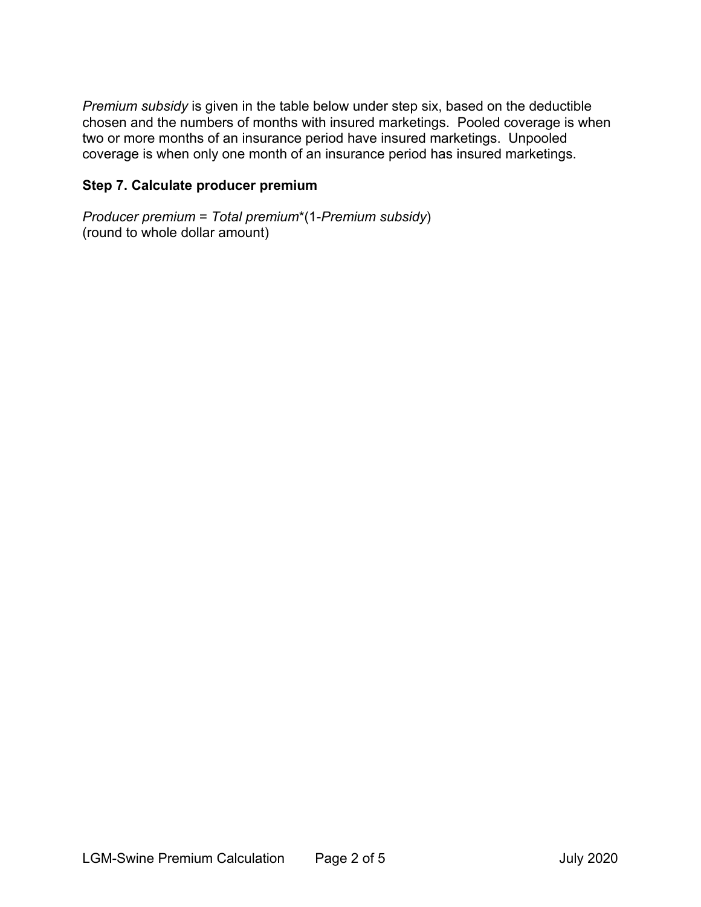*Premium subsidy* is given in the table below under step six, based on the deductible chosen and the numbers of months with insured marketings. Pooled coverage is when two or more months of an insurance period have insured marketings. Unpooled coverage is when only one month of an insurance period has insured marketings.

**Step 7. Calculate producer premium**

*Producer premium* = *Total premium**(1-*Premium subsidy*)
(round to whole dollar amount)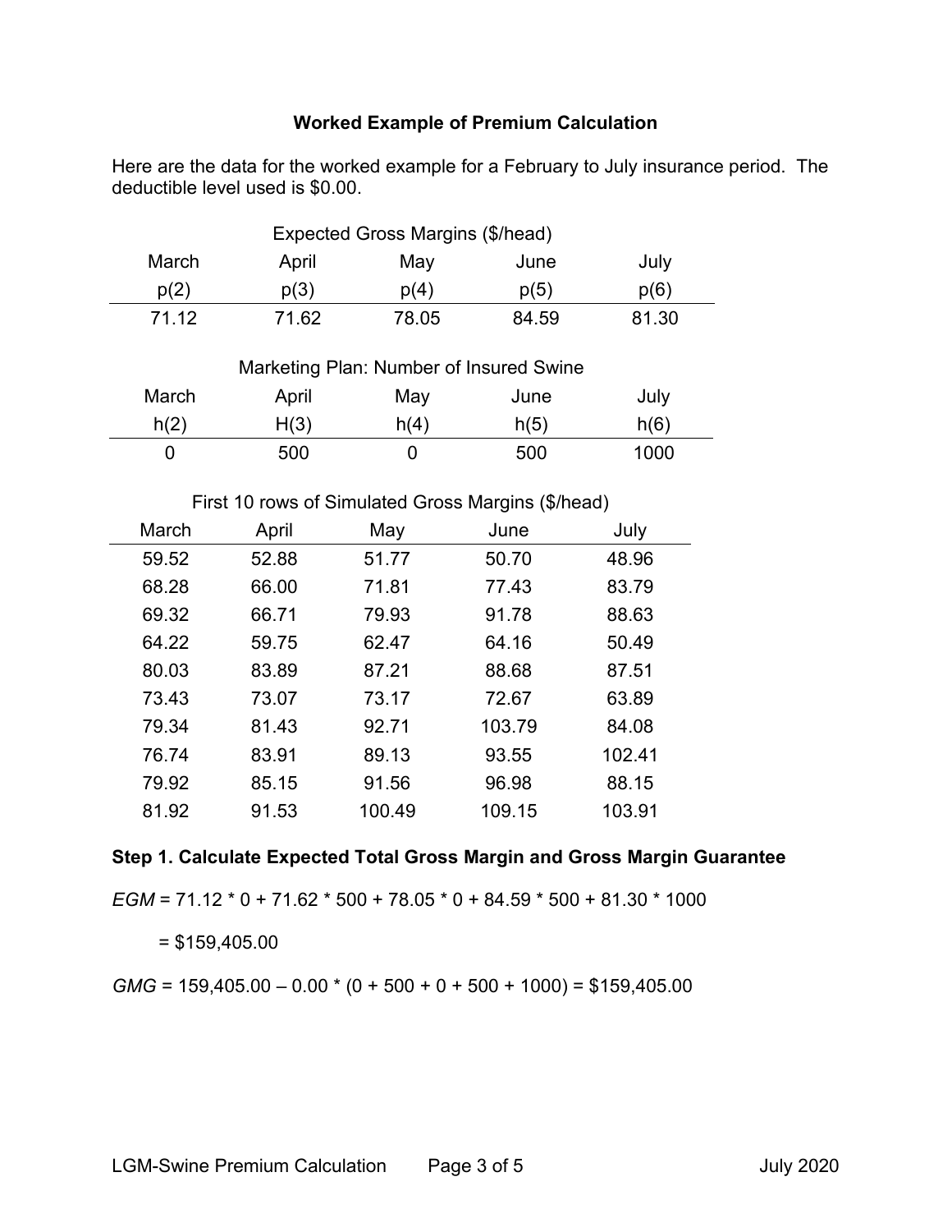### Worked Example of Premium Calculation

Here are the data for the worked example for a February to July insurance period. The deductible level used is $0.00.

Expected Gross Margins ($/head)

| March | April | May | June | July |
|---|---|---|---|---|
| p(2) | p(3) | p(4) | p(5) | p(6) |
| 71.12 | 71.62 | 78.05 | 84.59 | 81.30 |

Marketing Plan: Number of Insured Swine

| March | April | May | June | July |
|---|---|---|---|---|
| h(2) | H(3) | h(4) | h(5) | h(6) |
| 0 | 500 | 0 | 500 | 1000 |

First 10 rows of Simulated Gross Margins ($/head)

| March | April | May | June | July |
|---|---|---|---|---|
| 59.52 | 52.88 | 51.77 | 50.70 | 48.96 |
| 68.28 | 66.00 | 71.81 | 77.43 | 83.79 |
| 69.32 | 66.71 | 79.93 | 91.78 | 88.63 |
| 64.22 | 59.75 | 62.47 | 64.16 | 50.49 |
| 80.03 | 83.89 | 87.21 | 88.68 | 87.51 |
| 73.43 | 73.07 | 73.17 | 72.67 | 63.89 |
| 79.34 | 81.43 | 92.71 | 103.79 | 84.08 |
| 76.74 | 83.91 | 89.13 | 93.55 | 102.41 |
| 79.92 | 85.15 | 91.56 | 96.98 | 88.15 |
| 81.92 | 91.53 | 100.49 | 109.15 | 103.91 |

**Step 1. Calculate Expected Total Gross Margin and Gross Margin Guarantee**

*EGM* = 71.12 * 0 + 71.62 * 500 + 78.05 * 0 + 84.59 * 500 + 81.30 * 1000

= $159,405.00

*GMG* = 159,405.00 – 0.00 * (0 + 500 + 0 + 500 + 1000) = $159,405.00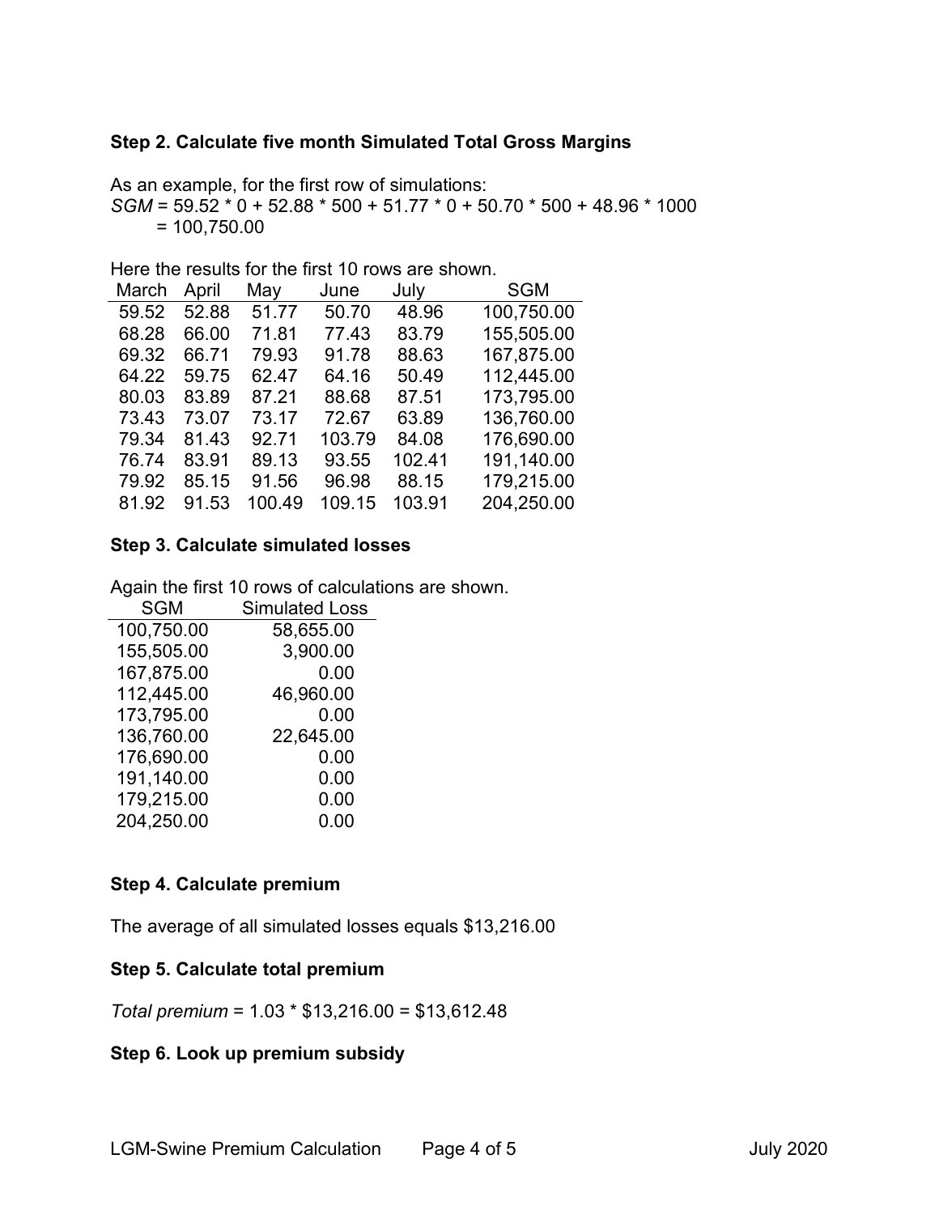### Step 2. Calculate five month Simulated Total Gross Margins

As an example, for the first row of simulations:
*SGM* = 59.52 * 0 + 52.88 * 500 + 51.77 * 0 + 50.70 * 500 + 48.96 * 1000
= 100,750.00

Here the results for the first 10 rows are shown.

| March | April | May | June | July | SGM |
|---|---|---|---|---|---|
| 59.52 | 52.88 | 51.77 | 50.70 | 48.96 | 100,750.00 |
| 68.28 | 66.00 | 71.81 | 77.43 | 83.79 | 155,505.00 |
| 69.32 | 66.71 | 79.93 | 91.78 | 88.63 | 167,875.00 |
| 64.22 | 59.75 | 62.47 | 64.16 | 50.49 | 112,445.00 |
| 80.03 | 83.89 | 87.21 | 88.68 | 87.51 | 173,795.00 |
| 73.43 | 73.07 | 73.17 | 72.67 | 63.89 | 136,760.00 |
| 79.34 | 81.43 | 92.71 | 103.79 | 84.08 | 176,690.00 |
| 76.74 | 83.91 | 89.13 | 93.55 | 102.41 | 191,140.00 |
| 79.92 | 85.15 | 91.56 | 96.98 | 88.15 | 179,215.00 |
| 81.92 | 91.53 | 100.49 | 109.15 | 103.91 | 204,250.00 |

### Step 3. Calculate simulated losses

Again the first 10 rows of calculations are shown.

| SGM | Simulated Loss |
|---|---|
| 100,750.00 | 58,655.00 |
| 155,505.00 | 3,900.00 |
| 167,875.00 | 0.00 |
| 112,445.00 | 46,960.00 |
| 173,795.00 | 0.00 |
| 136,760.00 | 22,645.00 |
| 176,690.00 | 0.00 |
| 191,140.00 | 0.00 |
| 179,215.00 | 0.00 |
| 204,250.00 | 0.00 |

### Step 4. Calculate premium

The average of all simulated losses equals $13,216.00

### Step 5. Calculate total premium

*Total premium* = 1.03 * $13,216.00 = $13,612.48

### Step 6. Look up premium subsidy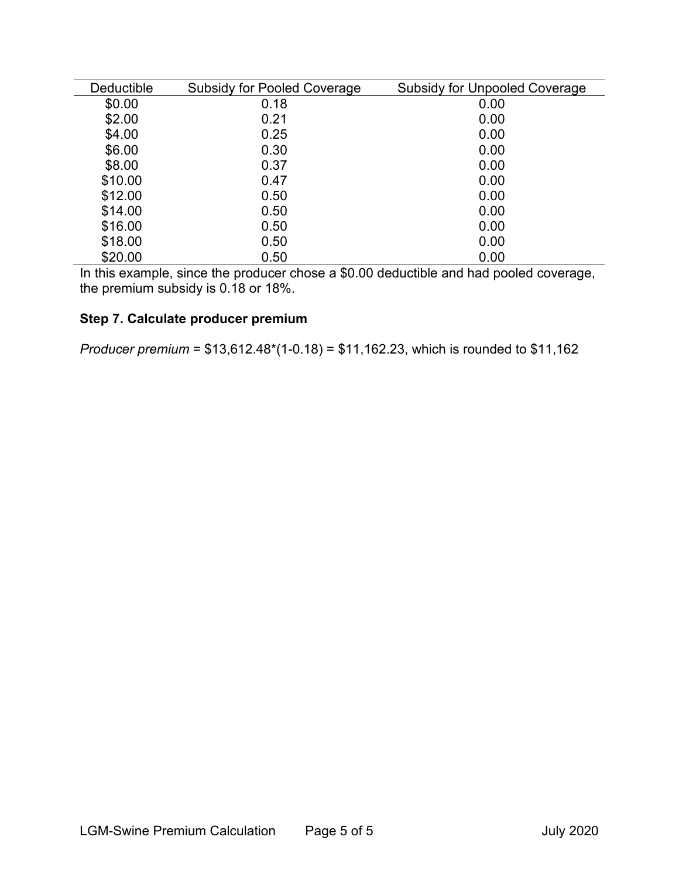| Deductible | Subsidy for Pooled Coverage | Subsidy for Unpooled Coverage |
|---|---|---|
| $0.00 | 0.18 | 0.00 |
| $2.00 | 0.21 | 0.00 |
| $4.00 | 0.25 | 0.00 |
| $6.00 | 0.30 | 0.00 |
| $8.00 | 0.37 | 0.00 |
| $10.00 | 0.47 | 0.00 |
| $12.00 | 0.50 | 0.00 |
| $14.00 | 0.50 | 0.00 |
| $16.00 | 0.50 | 0.00 |
| $18.00 | 0.50 | 0.00 |
| $20.00 | 0.50 | 0.00 |

In this example, since the producer chose a $0.00 deductible and had pooled coverage, the premium subsidy is 0.18 or 18%.

**Step 7. Calculate producer premium**

*Producer premium* = $13,612.48*(1-0.18) = $11,162.23, which is rounded to $11,162